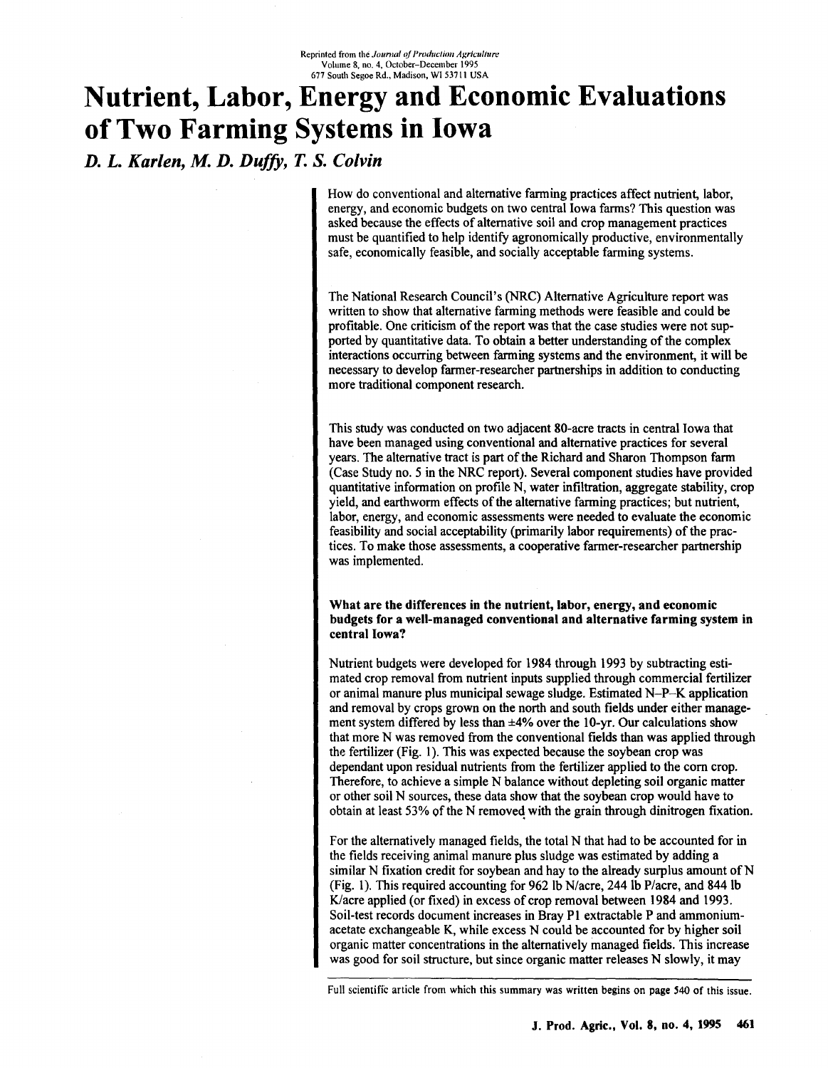Reprinted from the *Journal of Production Agriculture*
Volume 8, no. 4, October–December 1995
677 South Segoe Rd., Madison, WI 53711 USA

# Nutrient, Labor, Energy and Economic Evaluations of Two Farming Systems in Iowa

*D. L. Karlen, M. D. Duffy, T. S. Colvin*

How do conventional and alternative farming practices affect nutrient, labor, energy, and economic budgets on two central Iowa farms? This question was asked because the effects of alternative soil and crop management practices must be quantified to help identify agronomically productive, environmentally safe, economically feasible, and socially acceptable farming systems.

The National Research Council's (NRC) Alternative Agriculture report was written to show that alternative farming methods were feasible and could be profitable. One criticism of the report was that the case studies were not supported by quantitative data. To obtain a better understanding of the complex interactions occurring between farming systems and the environment, it will be necessary to develop farmer-researcher partnerships in addition to conducting more traditional component research.

This study was conducted on two adjacent 80-acre tracts in central Iowa that have been managed using conventional and alternative practices for several years. The alternative tract is part of the Richard and Sharon Thompson farm (Case Study no. 5 in the NRC report). Several component studies have provided quantitative information on profile N, water infiltration, aggregate stability, crop yield, and earthworm effects of the alternative farming practices; but nutrient, labor, energy, and economic assessments were needed to evaluate the economic feasibility and social acceptability (primarily labor requirements) of the practices. To make those assessments, a cooperative farmer-researcher partnership was implemented.

**What are the differences in the nutrient, labor, energy, and economic budgets for a well-managed conventional and alternative farming system in central Iowa?**

Nutrient budgets were developed for 1984 through 1993 by subtracting estimated crop removal from nutrient inputs supplied through commercial fertilizer or animal manure plus municipal sewage sludge. Estimated N–P–K application and removal by crops grown on the north and south fields under either management system differed by less than ±4% over the 10-yr. Our calculations show that more N was removed from the conventional fields than was applied through the fertilizer (Fig. 1). This was expected because the soybean crop was dependant upon residual nutrients from the fertilizer applied to the corn crop. Therefore, to achieve a simple N balance without depleting soil organic matter or other soil N sources, these data show that the soybean crop would have to obtain at least 53% of the N removed with the grain through dinitrogen fixation.

For the alternatively managed fields, the total N that had to be accounted for in the fields receiving animal manure plus sludge was estimated by adding a similar N fixation credit for soybean and hay to the already surplus amount of N (Fig. 1). This required accounting for 962 lb N/acre, 244 lb P/acre, and 844 lb K/acre applied (or fixed) in excess of crop removal between 1984 and 1993. Soil-test records document increases in Bray P1 extractable P and ammonium-acetate exchangeable K, while excess N could be accounted for by higher soil organic matter concentrations in the alternatively managed fields. This increase was good for soil structure, but since organic matter releases N slowly, it may

Full scientific article from which this summary was written begins on page 540 of this issue.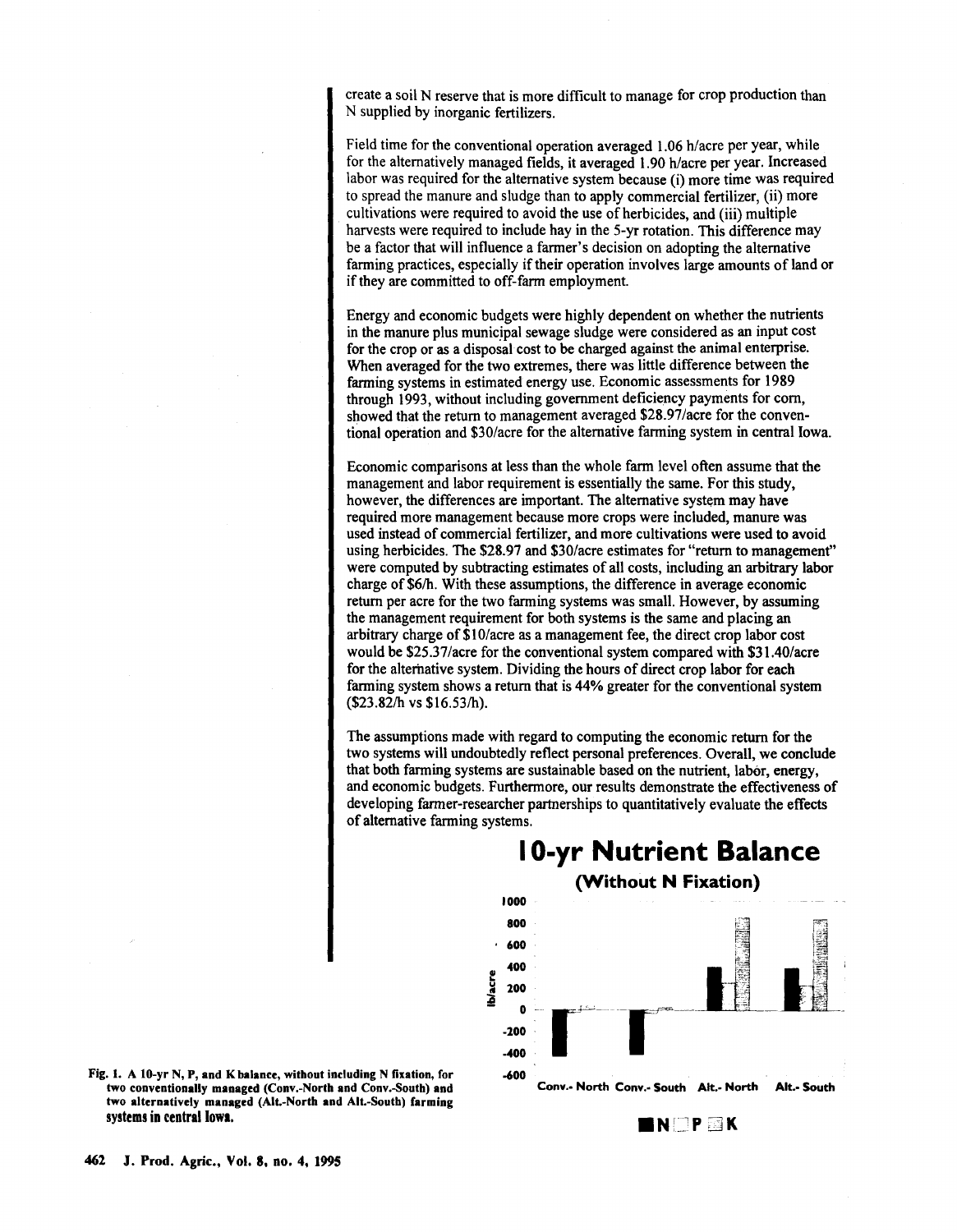create a soil N reserve that is more difficult to manage for crop production than N supplied by inorganic fertilizers.

Field time for the conventional operation averaged 1.06 h/acre per year, while for the alternatively managed fields, it averaged 1.90 h/acre per year. Increased labor was required for the alternative system because (i) more time was required to spread the manure and sludge than to apply commercial fertilizer, (ii) more cultivations were required to avoid the use of herbicides, and (iii) multiple harvests were required to include hay in the 5-yr rotation. This difference may be a factor that will influence a farmer's decision on adopting the alternative farming practices, especially if their operation involves large amounts of land or if they are committed to off-farm employment.

Energy and economic budgets were highly dependent on whether the nutrients in the manure plus municipal sewage sludge were considered as an input cost for the crop or as a disposal cost to be charged against the animal enterprise. When averaged for the two extremes, there was little difference between the farming systems in estimated energy use. Economic assessments for 1989 through 1993, without including government deficiency payments for corn, showed that the return to management averaged $28.97/acre for the conventional operation and $30/acre for the alternative farming system in central Iowa.

Economic comparisons at less than the whole farm level often assume that the management and labor requirement is essentially the same. For this study, however, the differences are important. The alternative system may have required more management because more crops were included, manure was used instead of commercial fertilizer, and more cultivations were used to avoid using herbicides. The $28.97 and $30/acre estimates for "return to management" were computed by subtracting estimates of all costs, including an arbitrary labor charge of $6/h. With these assumptions, the difference in average economic return per acre for the two farming systems was small. However, by assuming the management requirement for both systems is the same and placing an arbitrary charge of $10/acre as a management fee, the direct crop labor cost would be $25.37/acre for the conventional system compared with $31.40/acre for the alternative system. Dividing the hours of direct crop labor for each farming system shows a return that is 44% greater for the conventional system ($23.82/h vs $16.53/h).

The assumptions made with regard to computing the economic return for the two systems will undoubtedly reflect personal preferences. Overall, we conclude that both farming systems are sustainable based on the nutrient, labor, energy, and economic budgets. Furthermore, our results demonstrate the effectiveness of developing farmer-researcher partnerships to quantitatively evaluate the effects of alternative farming systems.

**10-yr Nutrient Balance**

**(Without N Fixation)**

Fig. 1. A 10-yr N, P, and K balance, without including N fixation, for two conventionally managed (Conv.-North and Conv.-South) and two alternatively managed (Alt.-North and Alt.-South) farming systems in central Iowa.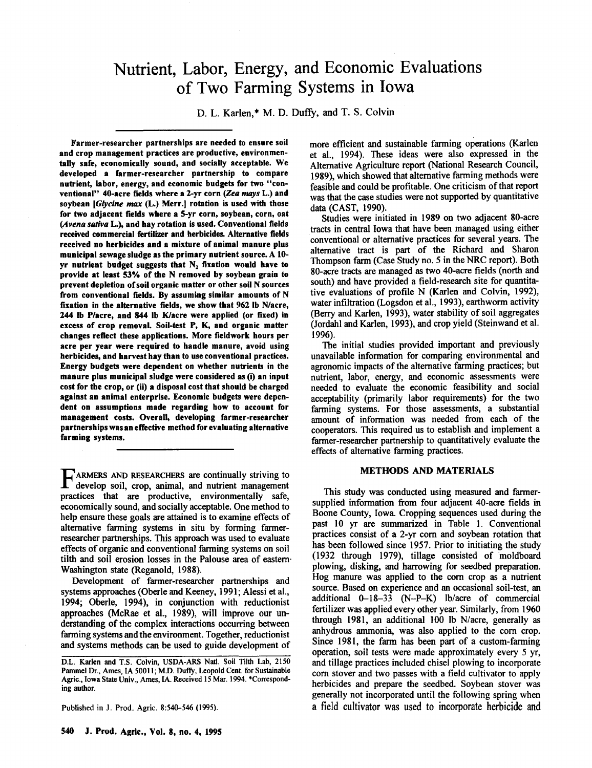# Nutrient, Labor, Energy, and Economic Evaluations of Two Farming Systems in Iowa

D. L. Karlen,* M. D. Duffy, and T. S. Colvin

**Farmer-researcher partnerships are needed to ensure soil and crop management practices are productive, environmentally safe, economically sound, and socially acceptable. We developed a farmer-researcher partnership to compare nutrient, labor, energy, and economic budgets for two "conventional" 40-acre fields where a 2-yr corn (*Zea mays* L.) and soybean [*Glycine max* (L.) Merr.] rotation is used with those for two adjacent fields where a 5-yr corn, soybean, corn, oat (*Avena sativa* L.), and hay rotation is used. Conventional fields received commercial fertilizer and herbicides. Alternative fields received no herbicides and a mixture of animal manure plus municipal sewage sludge as the primary nutrient source. A 10-yr nutrient budget suggests that $N_2$ fixation would have to provide at least 53% of the N removed by soybean grain to prevent depletion of soil organic matter or other soil N sources from conventional fields. By assuming similar amounts of N fixation in the alternative fields, we show that 962 lb N/acre, 244 lb P/acre, and 844 lb K/acre were applied (or fixed) in excess of crop removal. Soil-test P, K, and organic matter changes reflect these applications. More fieldwork hours per acre per year were required to handle manure, avoid using herbicides, and harvest hay than to use conventional practices. Energy budgets were dependent on whether nutrients in the manure plus municipal sludge were considered as (i) an input cost for the crop, or (ii) a disposal cost that should be charged against an animal enterprise. Economic budgets were dependent on assumptions made regarding how to account for management costs. Overall, developing farmer-researcher partnerships was an effective method for evaluating alternative farming systems.**

FARMERS AND RESEARCHERS are continually striving to develop soil, crop, animal, and nutrient management practices that are productive, environmentally safe, economically sound, and socially acceptable. One method to help ensure these goals are attained is to examine effects of alternative farming systems in situ by forming farmer-researcher partnerships. This approach was used to evaluate effects of organic and conventional farming systems on soil tilth and soil erosion losses in the Palouse area of eastern Washington state (Reganold, 1988).

Development of farmer-researcher partnerships and systems approaches (Oberle and Keeney, 1991; Alessi et al., 1994; Oberle, 1994), in conjunction with reductionist approaches (McRae et al., 1989), will improve our understanding of the complex interactions occurring between farming systems and the environment. Together, reductionist and systems methods can be used to guide development of more efficient and sustainable farming operations (Karlen et al., 1994). These ideas were also expressed in the Alternative Agriculture report (National Research Council, 1989), which showed that alternative farming methods were feasible and could be profitable. One criticism of that report was that the case studies were not supported by quantitative data (CAST, 1990).

Studies were initiated in 1989 on two adjacent 80-acre tracts in central Iowa that have been managed using either conventional or alternative practices for several years. The alternative tract is part of the Richard and Sharon Thompson farm (Case Study no. 5 in the NRC report). Both 80-acre tracts are managed as two 40-acre fields (north and south) and have provided a field-research site for quantitative evaluations of profile N (Karlen and Colvin, 1992), water infiltration (Logsdon et al., 1993), earthworm activity (Berry and Karlen, 1993), water stability of soil aggregates (Jordahl and Karlen, 1993), and crop yield (Steinwand et al. 1996).

The initial studies provided important and previously unavailable information for comparing environmental and agronomic impacts of the alternative farming practices; but nutrient, labor, energy, and economic assessments were needed to evaluate the economic feasibility and social acceptability (primarily labor requirements) for the two farming systems. For those assessments, a substantial amount of information was needed from each of the cooperators. This required us to establish and implement a farmer-researcher partnership to quantitatively evaluate the effects of alternative farming practices.

## METHODS AND MATERIALS

This study was conducted using measured and farmer-supplied information from four adjacent 40-acre fields in Boone County, Iowa. Cropping sequences used during the past 10 yr are summarized in Table 1. Conventional practices consist of a 2-yr corn and soybean rotation that has been followed since 1957. Prior to initiating the study (1932 through 1979), tillage consisted of moldboard plowing, disking, and harrowing for seedbed preparation. Hog manure was applied to the corn crop as a nutrient source. Based on experience and an occasional soil-test, an additional 0–18–33 (N–P–K) lb/acre of commercial fertilizer was applied every other year. Similarly, from 1960 through 1981, an additional 100 lb N/acre, generally as anhydrous ammonia, was also applied to the corn crop. Since 1981, the farm has been part of a custom-farming operation, soil tests were made approximately every 5 yr, and tillage practices included chisel plowing to incorporate corn stover and two passes with a field cultivator to apply herbicides and prepare the seedbed. Soybean stover was generally not incorporated until the following spring when a field cultivator was used to incorporate herbicide and

D.L. Karlen and T.S. Colvin, USDA-ARS Natl. Soil Tilth Lab, 2150 Pammel Dr., Ames, IA 50011; M.D. Duffy, Leopold Cent. for Sustainable Agric., Iowa State Univ., Ames, IA. Received 15 Mar. 1994. *Corresponding author.

Published in J. Prod. Agric. 8:540-546 (1995).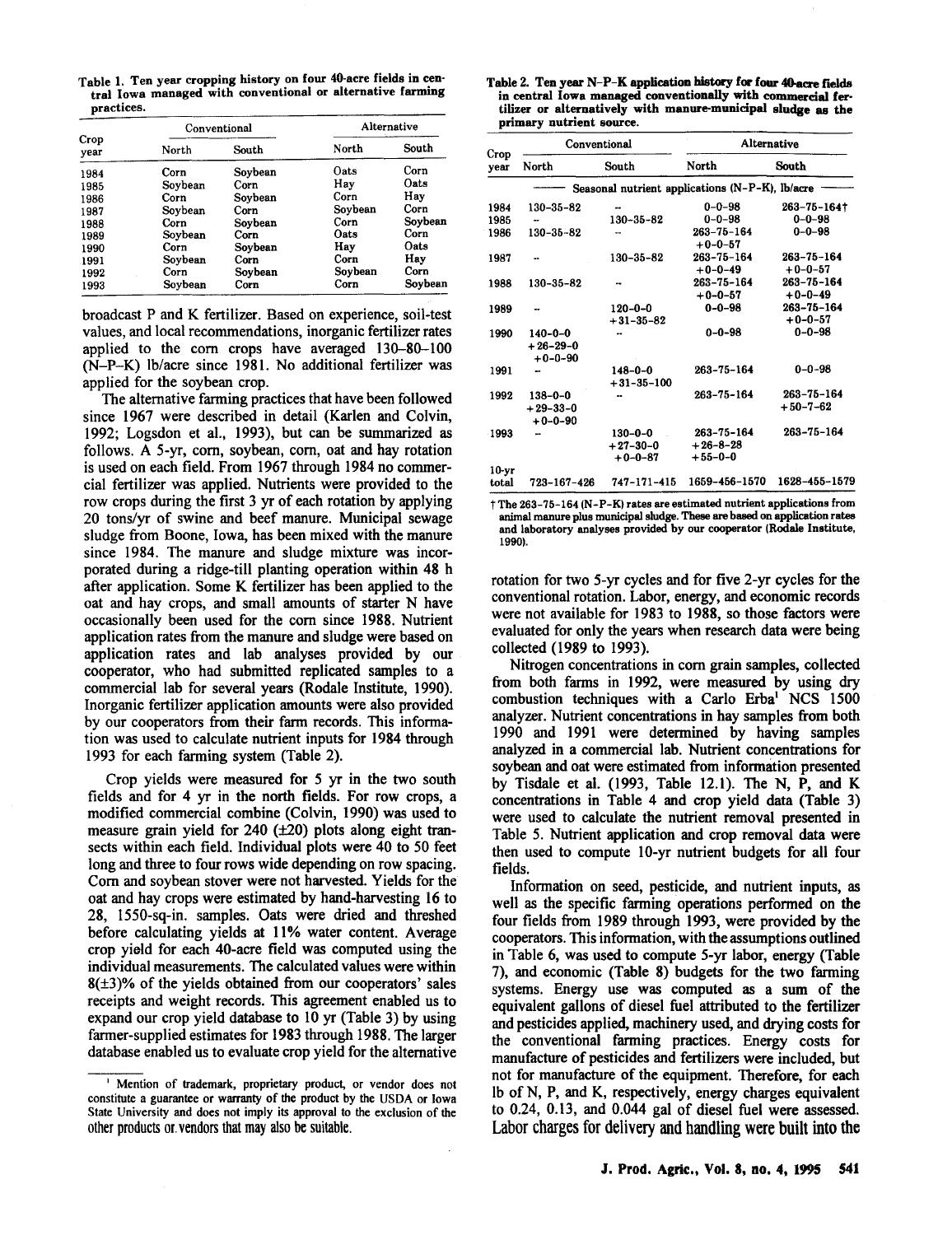Table 1. Ten year cropping history on four 40-acre fields in central Iowa managed with conventional or alternative farming practices.

| Crop year | Conventional | | Alternative | |
|---|---|---|---|---|
| | North | South | North | South |
| 1984 | Corn | Soybean | Oats | Corn |
| 1985 | Soybean | Corn | Hay | Oats |
| 1986 | Corn | Soybean | Corn | Hay |
| 1987 | Soybean | Corn | Soybean | Corn |
| 1988 | Corn | Soybean | Corn | Soybean |
| 1989 | Soybean | Corn | Oats | Corn |
| 1990 | Corn | Soybean | Hay | Oats |
| 1991 | Soybean | Corn | Corn | Hay |
| 1992 | Corn | Soybean | Soybean | Corn |
| 1993 | Soybean | Corn | Corn | Soybean |

broadcast P and K fertilizer. Based on experience, soil-test values, and local recommendations, inorganic fertilizer rates applied to the corn crops have averaged 130–80–100 (N–P–K) lb/acre since 1981. No additional fertilizer was applied for the soybean crop.

The alternative farming practices that have been followed since 1967 were described in detail (Karlen and Colvin, 1992; Logsdon et al., 1993), but can be summarized as follows. A 5-yr, corn, soybean, corn, oat and hay rotation is used on each field. From 1967 through 1984 no commercial fertilizer was applied. Nutrients were provided to the row crops during the first 3 yr of each rotation by applying 20 tons/yr of swine and beef manure. Municipal sewage sludge from Boone, Iowa, has been mixed with the manure since 1984. The manure and sludge mixture was incorporated during a ridge-till planting operation within 48 h after application. Some K fertilizer has been applied to the oat and hay crops, and small amounts of starter N have occasionally been used for the corn since 1988. Nutrient application rates from the manure and sludge were based on application rates and lab analyses provided by our cooperator, who had submitted replicated samples to a commercial lab for several years (Rodale Institute, 1990). Inorganic fertilizer application amounts were also provided by our cooperators from their farm records. This information was used to calculate nutrient inputs for 1984 through 1993 for each farming system (Table 2).

Crop yields were measured for 5 yr in the two south fields and for 4 yr in the north fields. For row crops, a modified commercial combine (Colvin, 1990) was used to measure grain yield for 240 (±20) plots along eight transects within each field. Individual plots were 40 to 50 feet long and three to four rows wide depending on row spacing. Corn and soybean stover were not harvested. Yields for the oat and hay crops were estimated by hand-harvesting 16 to 28, 1550-sq-in. samples. Oats were dried and threshed before calculating yields at 11% water content. Average crop yield for each 40-acre field was computed using the individual measurements. The calculated values were within 8(±3)% of the yields obtained from our cooperators' sales receipts and weight records. This agreement enabled us to expand our crop yield database to 10 yr (Table 3) by using farmer-supplied estimates for 1983 through 1988. The larger database enabled us to evaluate crop yield for the alternative

[1] Mention of trademark, proprietary product, or vendor does not constitute a guarantee or warranty of the product by the USDA or Iowa State University and does not imply its approval to the exclusion of the other products or vendors that may also be suitable.

Table 2. Ten year N–P–K application history for four 40-acre fields in central Iowa managed conventionally with commercial fertilizer or alternatively with manure-municipal sludge as the primary nutrient source.

| Crop year | Conventional | | Alternative | |
|---|---|---|---|---|
| | North | South | North | South |
| | Seasonal nutrient applications (N–P–K), lb/acre | | | |
| 1984 | 130–35–82 | -- | 0–0–98 | 263–75–164† |
| 1985 | -- | 130–35–82 | 0–0–98 | 0–0–98 |
| 1986 | 130–35–82 | -- | 263–75–164 +0–0–57 | 0–0–98 |
| 1987 | -- | 130–35–82 | 263–75–164 +0–0–49 | 263–75–164 +0–0–57 |
| 1988 | 130–35–82 | -- | 263–75–164 +0–0–57 | 263–75–164 +0–0–49 |
| 1989 | -- | 120–0–0 +31–35–82 | 0–0–98 | 263–75–164 +0–0–57 |
| 1990 | 140–0–0 +26–29–0 +0–0–90 | -- | 0–0–98 | 0–0–98 |
| 1991 | -- | 148–0–0 +31–35–100 | 263–75–164 | 0–0–98 |
| 1992 | 138–0–0 +29–33–0 +0–0–90 | -- | 263–75–164 | 263–75–164 +50–7–62 |
| 1993 | -- | 130–0–0 +27–30–0 +0–0–87 | 263–75–164 +26–8–28 +55–0–0 | 263–75–164 |
| 10-yr total | 723–167–426 | 747–171–415 | 1659–456–1570 | 1628–455–1579 |

† The 263–75–164 (N–P–K) rates are estimated nutrient applications from animal manure plus municipal sludge. These are based on application rates and laboratory analyses provided by our cooperator (Rodale Institute, 1990).

rotation for two 5-yr cycles and for five 2-yr cycles for the conventional rotation. Labor, energy, and economic records were not available for 1983 to 1988, so those factors were evaluated for only the years when research data were being collected (1989 to 1993).

Nitrogen concentrations in corn grain samples, collected from both farms in 1992, were measured by using dry combustion techniques with a Carlo Erba[1] NCS 1500 analyzer. Nutrient concentrations in hay samples from both 1990 and 1991 were determined by having samples analyzed in a commercial lab. Nutrient concentrations for soybean and oat were estimated from information presented by Tisdale et al. (1993, Table 12.1). The N, P, and K concentrations in Table 4 and crop yield data (Table 3) were used to calculate the nutrient removal presented in Table 5. Nutrient application and crop removal data were then used to compute 10-yr nutrient budgets for all four fields.

Information on seed, pesticide, and nutrient inputs, as well as the specific farming operations performed on the four fields from 1989 through 1993, were provided by the cooperators. This information, with the assumptions outlined in Table 6, was used to compute 5-yr labor, energy (Table 7), and economic (Table 8) budgets for the two farming systems. Energy use was computed as a sum of the equivalent gallons of diesel fuel attributed to the fertilizer and pesticides applied, machinery used, and drying costs for the conventional farming practices. Energy costs for manufacture of pesticides and fertilizers were included, but not for manufacture of the equipment. Therefore, for each lb of N, P, and K, respectively, energy charges equivalent to 0.24, 0.13, and 0.044 gal of diesel fuel were assessed. Labor charges for delivery and handling were built into the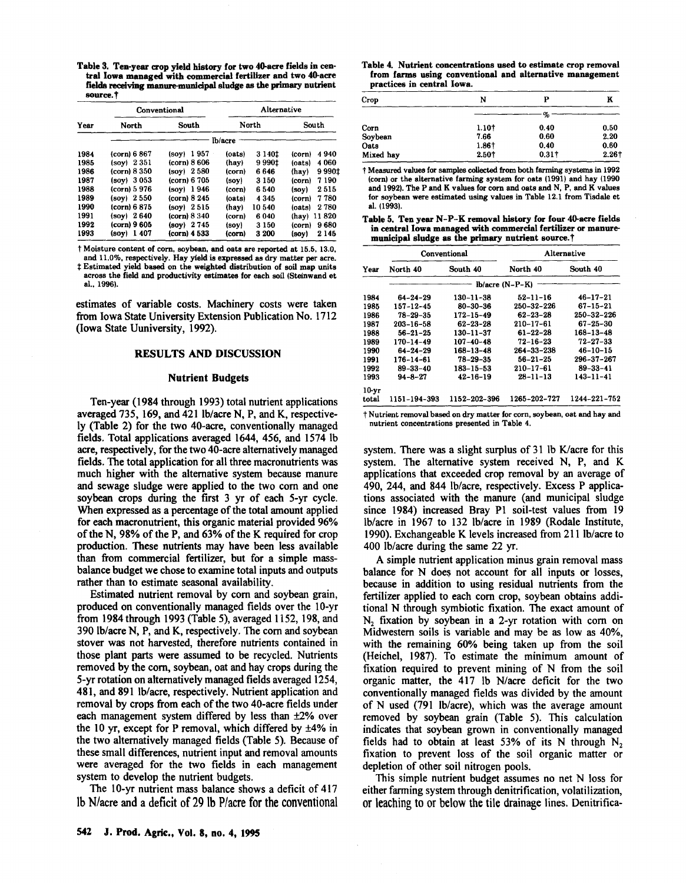**Table 3. Ten-year crop yield history for two 40-acre fields in central Iowa managed with commercial fertilizer and two 40-acre fields receiving manure-municipal sludge as the primary nutrient source.†**

| Year | Conventional | | Alternative | |
|---|---|---|---|---|
| | North | South | North | South |
| | lb/acre | | | |
| 1984 | (corn) 6 867 | (soy) 1 957 | (oats) 3 140‡ | (corn) 4 940 |
| 1985 | (soy) 2 351 | (corn) 8 606 | (hay) 9 990‡ | (oats) 4 060 |
| 1986 | (corn) 8 350 | (soy) 2 580 | (corn) 6 646 | (hay) 9 990‡ |
| 1987 | (soy) 3 053 | (corn) 6 705 | (soy) 3 150 | (corn) 7 190 |
| 1988 | (corn) 5 976 | (soy) 1 946 | (corn) 6 540 | (soy) 2 515 |
| 1989 | (soy) 2 550 | (corn) 8 245 | (oats) 4 345 | (corn) 7 780 |
| 1990 | (corn) 6 875 | (soy) 2 515 | (hay) 10 540 | (oats) 2 780 |
| 1991 | (soy) 2 640 | (corn) 8 340 | (corn) 6 040 | (hay) 11 820 |
| 1992 | (corn) 9 605 | (soy) 2 745 | (soy) 3 150 | (corn) 9 680 |
| 1993 | (soy) 1 407 | (corn) 4 533 | (corn) 3 200 | (soy) 2 145 |

† Moisture content of corn, soybean, and oats are reported at 15.5, 13.0, and 11.0%, respectively. Hay yield is expressed as dry matter per acre.
‡ Estimated yield based on the weighted distribution of soil map units across the field and productivity estimates for each soil (Steinwand et al., 1996).

estimates of variable costs. Machinery costs were taken from Iowa State University Extension Publication No. 1712 (Iowa State Uuniversity, 1992).

## RESULTS AND DISCUSSION

### Nutrient Budgets

Ten-year (1984 through 1993) total nutrient applications averaged 735, 169, and 421 lb/acre N, P, and K, respectively (Table 2) for the two 40-acre, conventionally managed fields. Total applications averaged 1644, 456, and 1574 lb acre, respectively, for the two 40-acre alternatively managed fields. The total application for all three macronutrients was much higher with the alternative system because manure and sewage sludge were applied to the two corn and one soybean crops during the first 3 yr of each 5-yr cycle. When expressed as a percentage of the total amount applied for each macronutrient, this organic material provided 96% of the N, 98% of the P, and 63% of the K required for crop production. These nutrients may have been less available than from commercial fertilizer, but for a simple mass-balance budget we chose to examine total inputs and outputs rather than to estimate seasonal availability.

Estimated nutrient removal by corn and soybean grain, produced on conventionally managed fields over the 10-yr from 1984 through 1993 (Table 5), averaged 1152, 198, and 390 lb/acre N, P, and K, respectively. The corn and soybean stover was not harvested, therefore nutrients contained in those plant parts were assumed to be recycled. Nutrients removed by the corn, soybean, oat and hay crops during the 5-yr rotation on alternatively managed fields averaged 1254, 481, and 891 lb/acre, respectively. Nutrient application and removal by crops from each of the two 40-acre fields under each management system differed by less than ±2% over the 10 yr, except for P removal, which differed by ±4% in the two alternatively managed fields (Table 5). Because of these small differences, nutrient input and removal amounts were averaged for the two fields in each management system to develop the nutrient budgets.

The 10-yr nutrient mass balance shows a deficit of 417 lb N/acre and a deficit of 29 lb P/acre for the conventional system. There was a slight surplus of 31 lb K/acre for this system. The alternative system received N, P, and K applications that exceeded crop removal by an average of 490, 244, and 844 lb/acre, respectively. Excess P applications associated with the manure (and municipal sludge since 1984) increased Bray P1 soil-test values from 19 lb/acre in 1967 to 132 lb/acre in 1989 (Rodale Institute, 1990). Exchangeable K levels increased from 211 lb/acre to 400 lb/acre during the same 22 yr.

A simple nutrient application minus grain removal mass balance for N does not account for all inputs or losses, because in addition to using residual nutrients from the fertilizer applied to each corn crop, soybean obtains additional N through symbiotic fixation. The exact amount of $N_2$ fixation by soybean in a 2-yr rotation with corn on Midwestern soils is variable and may be as low as 40%, with the remaining 60% being taken up from the soil (Heichel, 1987). To estimate the minimum amount of fixation required to prevent mining of N from the soil organic matter, the 417 lb N/acre deficit for the two conventionally managed fields was divided by the amount of N used (791 lb/acre), which was the average amount removed by soybean grain (Table 5). This calculation indicates that soybean grown in conventionally managed fields had to obtain at least 53% of its N through $N_2$ fixation to prevent loss of the soil organic matter or depletion of other soil nitrogen pools.

This simple nutrient budget assumes no net N loss for either farming system through denitrification, volatilization, or leaching to or below the tile drainage lines. Denitrifica-

**Table 4. Nutrient concentrations used to estimate crop removal from farms using conventional and alternative management practices in central Iowa.**

| Crop | N | P | K |
|---|---|---|---|
| | % | | |
| Corn | 1.10† | 0.40 | 0.50 |
| Soybean | 7.66 | 0.60 | 2.20 |
| Oats | 1.86† | 0.40 | 0.60 |
| Mixed hay | 2.50† | 0.31† | 2.26† |

† Measured values for samples collected from both farming systems in 1992 (corn) or the alternative farming system for oats (1991) and hay (1990 and 1992). The P and K values for corn and oats and N, P, and K values for soybean were estimated using values in Table 12.1 from Tisdale et al. (1993).

**Table 5. Ten year N-P-K removal history for four 40-acre fields in central Iowa managed with commercial fertilizer or manure-municipal sludge as the primary nutrient source.†**

| Year | Conventional | | Alternative | |
|---|---|---|---|---|
| | North 40 | South 40 | North 40 | South 40 |
| | lb/acre (N-P-K) | | | |
| 1984 | 64-24-29 | 130-11-38 | 52-11-16 | 46-17-21 |
| 1985 | 157-12-45 | 80-30-36 | 250-32-226 | 67-15-21 |
| 1986 | 78-29-35 | 172-15-49 | 62-23-28 | 250-32-226 |
| 1987 | 203-16-58 | 62-23-28 | 210-17-61 | 67-25-30 |
| 1988 | 56-21-25 | 130-11-37 | 61-22-28 | 168-13-48 |
| 1989 | 170-14-49 | 107-40-48 | 72-16-23 | 72-27-33 |
| 1990 | 64-24-29 | 168-13-48 | 264-33-238 | 46-10-15 |
| 1991 | 176-14-61 | 78-29-35 | 56-21-25 | 296-37-267 |
| 1992 | 89-33-40 | 183-15-53 | 210-17-61 | 89-33-41 |
| 1993 | 94-8-27 | 42-16-19 | 28-11-13 | 143-11-41 |
| 10-yr total | 1151-194-393 | 1152-202-396 | 1265-202-727 | 1244-221-752 |

† Nutrient removal based on dry matter for corn, soybean, oat and hay and nutrient concentrations presented in Table 4.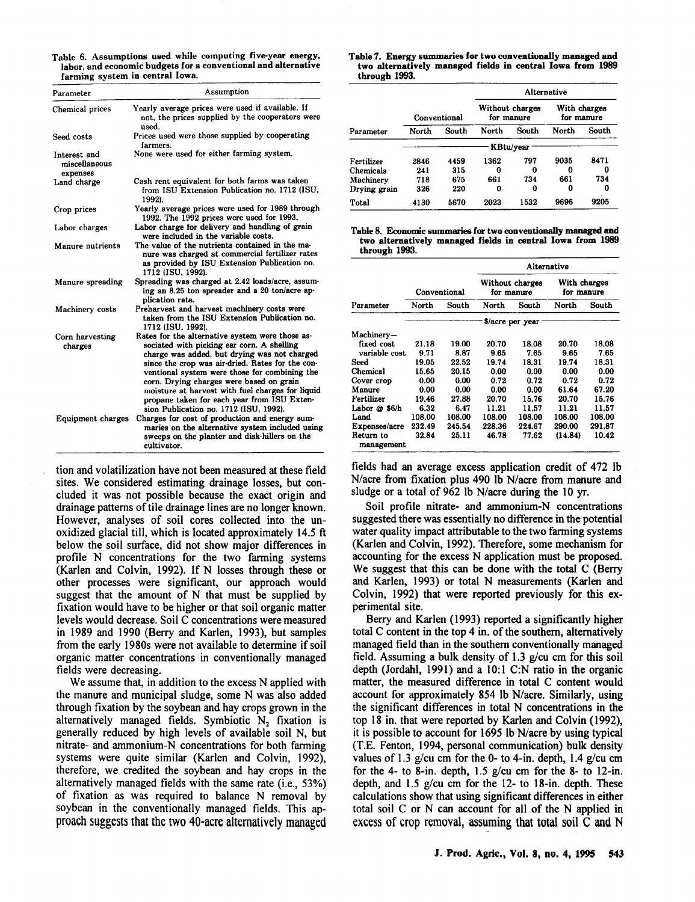Table 6. Assumptions used while computing five-year energy, labor, and economic budgets for a conventional and alternative farming system in central Iowa.

| Parameter | Assumption |
|---|---|
| Chemical prices | Yearly average prices were used if available. If not, the prices supplied by the cooperators were used. |
| Seed costs | Prices used were those supplied by cooperating farmers. |
| Interest and miscellaneous expenses | None were used for either farming system. |
| Land charge | Cash rent equivalent for both farms was taken from ISU Extension Publication no. 1712 (ISU, 1992). |
| Crop prices | Yearly average prices were used for 1989 through 1992. The 1992 prices were used for 1993. |
| Labor charges | Labor charge for delivery and handling of grain were included in the variable costs. |
| Manure nutrients | The value of the nutrients contained in the manure was charged at commercial fertilizer rates as provided by ISU Extension Publication no. 1712 (ISU, 1992). |
| Manure spreading | Spreading was charged at 2.42 loads/acre, assuming an 8.25 ton spreader and a 20 ton/acre application rate. |
| Machinery costs | Preharvest and harvest machinery costs were taken from the ISU Extension Publication no. 1712 (ISU, 1992). |
| Corn harvesting charges | Rates for the alternative system were those associated with picking ear corn. A shelling charge was added, but drying was not charged since the crop was air-dried. Rates for the conventional system were those for combining the corn. Drying charges were based on grain moisture at harvest with fuel charges for liquid propane taken for each year from ISU Extension Publication no. 1712 (ISU, 1992). |
| Equipment charges | Charges for cost of production and energy summaries on the alternative system included using sweeps on the planter and disk-hillers on the cultivator. |

Table 7. Energy summaries for two conventionally managed and two alternatively managed fields in central Iowa from 1989 through 1993.

| Parameter | Conventional | | Alternative: Without charges for manure | | Alternative: With charges for manure | |
|---|---|---|---|---|---|---|
| | North | South | North | South | North | South |
| | KBtu/year | | | | | |
| Fertilizer | 2846 | 4459 | 1362 | 797 | 9035 | 8471 |
| Chemicals | 241 | 315 | 0 | 0 | 0 | 0 |
| Machinery | 718 | 675 | 661 | 734 | 661 | 734 |
| Drying grain | 326 | 220 | 0 | 0 | 0 | 0 |
| Total | 4130 | 5670 | 2023 | 1532 | 9696 | 9205 |

Table 8. Economic summaries for two conventionally managed and two alternatively managed fields in central Iowa from 1989 through 1993.

| Parameter | Conventional | | Alternative: Without charges for manure | | Alternative: With charges for manure | |
|---|---|---|---|---|---|---|
| | North | South | North | South | North | South |
| | $/acre per year | | | | | |
| Machinery— | | | | | | |
| fixed cost | 21.18 | 19.00 | 20.70 | 18.08 | 20.70 | 18.08 |
| variable cost | 9.71 | 8.87 | 9.65 | 7.65 | 9.65 | 7.65 |
| Seed | 19.05 | 22.52 | 19.74 | 18.31 | 19.74 | 18.31 |
| Chemical | 15.65 | 20.15 | 0.00 | 0.00 | 0.00 | 0.00 |
| Cover crop | 0.00 | 0.00 | 0.72 | 0.72 | 0.72 | 0.72 |
| Manure | 0.00 | 0.00 | 0.00 | 0.00 | 61.64 | 67.20 |
| Fertilizer | 19.46 | 27.88 | 20.70 | 15.76 | 20.70 | 15.76 |
| Labor @ $6/h | 6.32 | 6.47 | 11.21 | 11.57 | 11.21 | 11.57 |
| Land | 108.00 | 108.00 | 108.00 | 108.00 | 108.00 | 108.00 |
| Expenses/acre | 232.49 | 245.54 | 228.36 | 224.67 | 290.00 | 291.87 |
| Return to management | 32.84 | 25.11 | 46.78 | 77.62 | (14.84) | 10.42 |

tion and volatilization have not been measured at these field sites. We considered estimating drainage losses, but concluded it was not possible because the exact origin and drainage patterns of tile drainage lines are no longer known. However, analyses of soil cores collected into the unoxidized glacial till, which is located approximately 14.5 ft below the soil surface, did not show major differences in profile N concentrations for the two farming systems (Karlen and Colvin, 1992). If N losses through these or other processes were significant, our approach would suggest that the amount of N that must be supplied by fixation would have to be higher or that soil organic matter levels would decrease. Soil C concentrations were measured in 1989 and 1990 (Berry and Karlen, 1993), but samples from the early 1980s were not available to determine if soil organic matter concentrations in conventionally managed fields were decreasing.

We assume that, in addition to the excess N applied with the manure and municipal sludge, some N was also added through fixation by the soybean and hay crops grown in the alternatively managed fields. Symbiotic $N_2$ fixation is generally reduced by high levels of available soil N, but nitrate- and ammonium-N concentrations for both farming systems were quite similar (Karlen and Colvin, 1992), therefore, we credited the soybean and hay crops in the alternatively managed fields with the same rate (i.e., 53%) of fixation as was required to balance N removal by soybean in the conventionally managed fields. This approach suggests that the two 40-acre alternatively managed fields had an average excess application credit of 472 lb N/acre from fixation plus 490 lb N/acre from manure and sludge or a total of 962 lb N/acre during the 10 yr.

Soil profile nitrate- and ammonium-N concentrations suggested there was essentially no difference in the potential water quality impact attributable to the two farming systems (Karlen and Colvin, 1992). Therefore, some mechanism for accounting for the excess N application must be proposed. We suggest that this can be done with the total C (Berry and Karlen, 1993) or total N measurements (Karlen and Colvin, 1992) that were reported previously for this experimental site.

Berry and Karlen (1993) reported a significantly higher total C content in the top 4 in. of the southern, alternatively managed field than in the southern conventionally managed field. Assuming a bulk density of 1.3 g/cu cm for this soil depth (Jordahl, 1991) and a 10:1 C:N ratio in the organic matter, the measured difference in total C content would account for approximately 854 lb N/acre. Similarly, using the significant differences in total N concentrations in the top 18 in. that were reported by Karlen and Colvin (1992), it is possible to account for 1695 lb N/acre by using typical (T.E. Fenton, 1994, personal communication) bulk density values of 1.3 g/cu cm for the 0- to 4-in. depth, 1.4 g/cu cm for the 4- to 8-in. depth, 1.5 g/cu cm for the 8- to 12-in. depth, and 1.5 g/cu cm for the 12- to 18-in. depth. These calculations show that using significant differences in either total soil C or N can account for all of the N applied in excess of crop removal, assuming that total soil C and N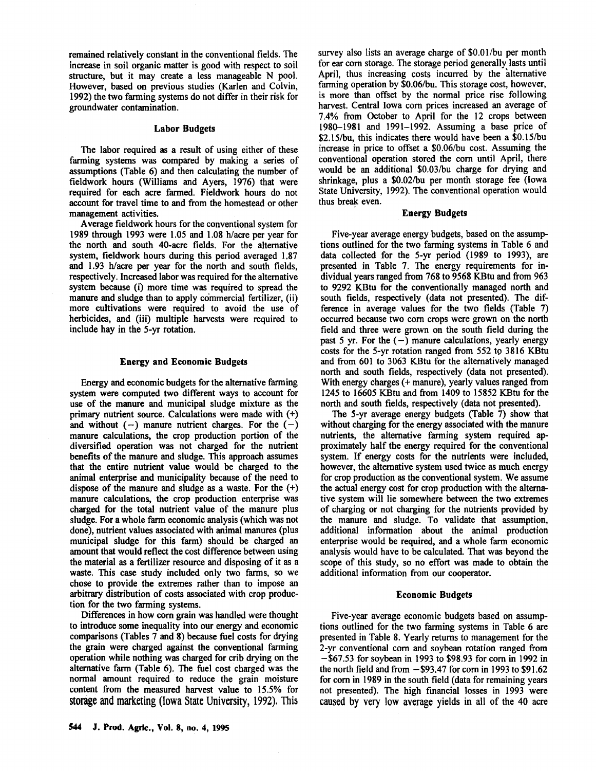remained relatively constant in the conventional fields. The increase in soil organic matter is good with respect to soil structure, but it may create a less manageable N pool. However, based on previous studies (Karlen and Colvin, 1992) the two farming systems do not differ in their risk for groundwater contamination.

### Labor Budgets

The labor required as a result of using either of these farming systems was compared by making a series of assumptions (Table 6) and then calculating the number of fieldwork hours (Williams and Ayers, 1976) that were required for each acre farmed. Fieldwork hours do not account for travel time to and from the homestead or other management activities.

Average fieldwork hours for the conventional system for 1989 through 1993 were 1.05 and 1.08 h/acre per year for the north and south 40-acre fields. For the alternative system, fieldwork hours during this period averaged 1.87 and 1.93 h/acre per year for the north and south fields, respectively. Increased labor was required for the alternative system because (i) more time was required to spread the manure and sludge than to apply commercial fertilizer, (ii) more cultivations were required to avoid the use of herbicides, and (iii) multiple harvests were required to include hay in the 5-yr rotation.

### Energy and Economic Budgets

Energy and economic budgets for the alternative farming system were computed two different ways to account for use of the manure and municipal sludge mixture as the primary nutrient source. Calculations were made with (+) and without (−) manure nutrient charges. For the (−) manure calculations, the crop production portion of the diversified operation was not charged for the nutrient benefits of the manure and sludge. This approach assumes that the entire nutrient value would be charged to the animal enterprise and municipality because of the need to dispose of the manure and sludge as a waste. For the (+) manure calculations, the crop production enterprise was charged for the total nutrient value of the manure plus sludge. For a whole farm economic analysis (which was not done), nutrient values associated with animal manures (plus municipal sludge for this farm) should be charged an amount that would reflect the cost difference between using the material as a fertilizer resource and disposing of it as a waste. This case study included only two farms, so we chose to provide the extremes rather than to impose an arbitrary distribution of costs associated with crop production for the two farming systems.

Differences in how corn grain was handled were thought to introduce some inequality into our energy and economic comparisons (Tables 7 and 8) because fuel costs for drying the grain were charged against the conventional farming operation while nothing was charged for crib drying on the alternative farm (Table 6). The fuel cost charged was the normal amount required to reduce the grain moisture content from the measured harvest value to 15.5% for storage and marketing (Iowa State University, 1992). This survey also lists an average charge of $0.01/bu per month for ear corn storage. The storage period generally lasts until April, thus increasing costs incurred by the alternative farming operation by $0.06/bu. This storage cost, however, is more than offset by the normal price rise following harvest. Central Iowa corn prices increased an average of 7.4% from October to April for the 12 crops between 1980–1981 and 1991–1992. Assuming a base price of $2.15/bu, this indicates there would have been a $0.15/bu increase in price to offset a $0.06/bu cost. Assuming the conventional operation stored the corn until April, there would be an additional $0.03/bu charge for drying and shrinkage, plus a $0.02/bu per month storage fee (Iowa State University, 1992). The conventional operation would thus break even.

### Energy Budgets

Five-year average energy budgets, based on the assumptions outlined for the two farming systems in Table 6 and data collected for the 5-yr period (1989 to 1993), are presented in Table 7. The energy requirements for individual years ranged from 768 to 9568 KBtu and from 963 to 9292 KBtu for the conventionally managed north and south fields, respectively (data not presented). The difference in average values for the two fields (Table 7) occurred because two corn crops were grown on the north field and three were grown on the south field during the past 5 yr. For the (−) manure calculations, yearly energy costs for the 5-yr rotation ranged from 552 to 3816 KBtu and from 601 to 3063 KBtu for the alternatively managed north and south fields, respectively (data not presented). With energy charges (+ manure), yearly values ranged from 1245 to 16605 KBtu and from 1409 to 15852 KBtu for the north and south fields, respectively (data not presented).

The 5-yr average energy budgets (Table 7) show that without charging for the energy associated with the manure nutrients, the alternative farming system required approximately half the energy required for the conventional system. If energy costs for the nutrients were included, however, the alternative system used twice as much energy for crop production as the conventional system. We assume the actual energy cost for crop production with the alternative system will lie somewhere between the two extremes of charging or not charging for the nutrients provided by the manure and sludge. To validate that assumption, additional information about the animal production enterprise would be required, and a whole farm economic analysis would have to be calculated. That was beyond the scope of this study, so no effort was made to obtain the additional information from our cooperator.

### Economic Budgets

Five-year average economic budgets based on assumptions outlined for the two farming systems in Table 6 are presented in Table 8. Yearly returns to management for the 2-yr conventional corn and soybean rotation ranged from −$67.53 for soybean in 1993 to $98.93 for corn in 1992 in the north field and from −$93.47 for corn in 1993 to $91.62 for corn in 1989 in the south field (data for remaining years not presented). The high financial losses in 1993 were caused by very low average yields in all of the 40 acre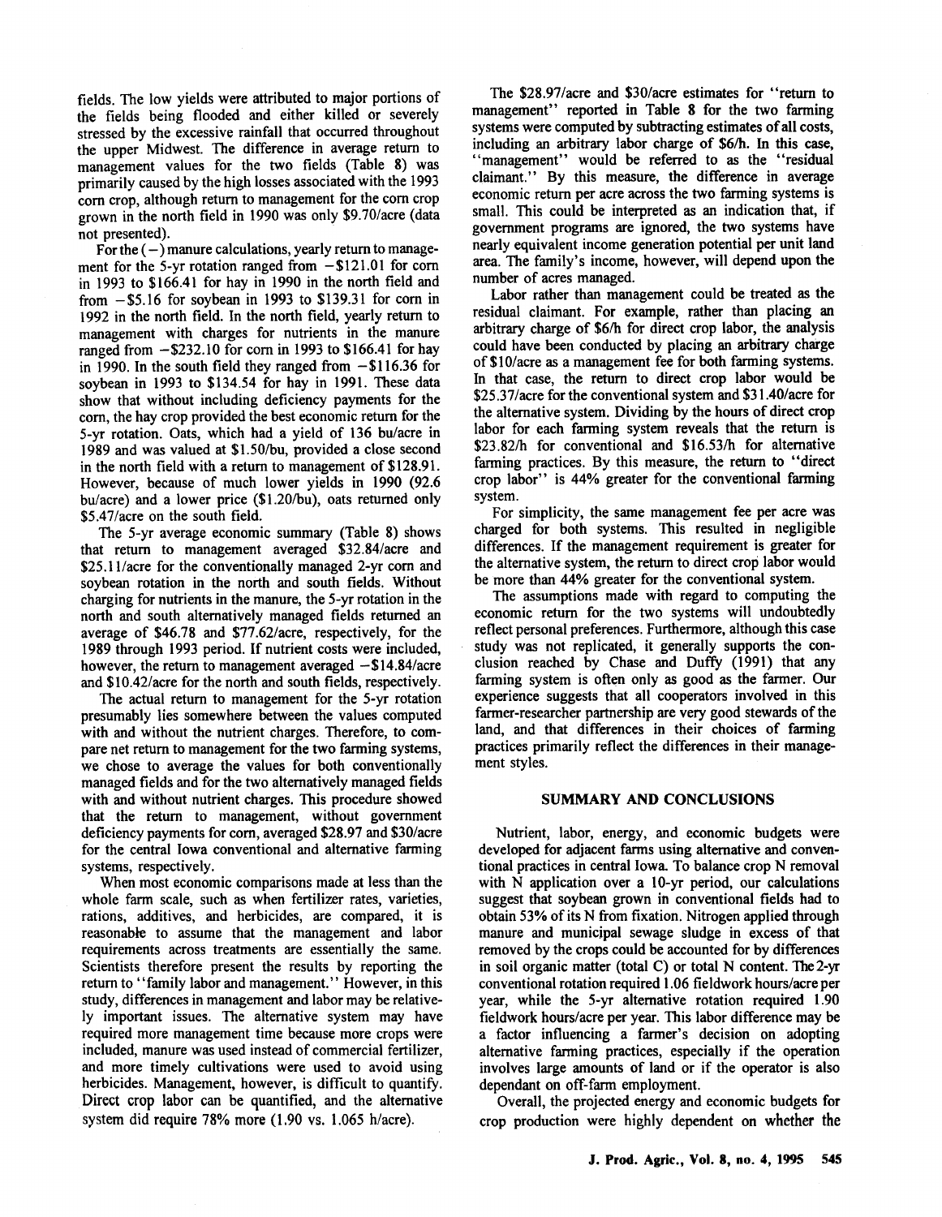fields. The low yields were attributed to major portions of the fields being flooded and either killed or severely stressed by the excessive rainfall that occurred throughout the upper Midwest. The difference in average return to management values for the two fields (Table 8) was primarily caused by the high losses associated with the 1993 corn crop, although return to management for the corn crop grown in the north field in 1990 was only $9.70/acre (data not presented).

For the (−) manure calculations, yearly return to management for the 5-yr rotation ranged from −$121.01 for corn in 1993 to $166.41 for hay in 1990 in the north field and from −$5.16 for soybean in 1993 to $139.31 for corn in 1992 in the north field. In the north field, yearly return to management with charges for nutrients in the manure ranged from −$232.10 for corn in 1993 to $166.41 for hay in 1990. In the south field they ranged from −$116.36 for soybean in 1993 to $134.54 for hay in 1991. These data show that without including deficiency payments for the corn, the hay crop provided the best economic return for the 5-yr rotation. Oats, which had a yield of 136 bu/acre in 1989 and was valued at $1.50/bu, provided a close second in the north field with a return to management of $128.91. However, because of much lower yields in 1990 (92.6 bu/acre) and a lower price ($1.20/bu), oats returned only $5.47/acre on the south field.

The 5-yr average economic summary (Table 8) shows that return to management averaged $32.84/acre and $25.11/acre for the conventionally managed 2-yr corn and soybean rotation in the north and south fields. Without charging for nutrients in the manure, the 5-yr rotation in the north and south alternatively managed fields returned an average of $46.78 and $77.62/acre, respectively, for the 1989 through 1993 period. If nutrient costs were included, however, the return to management averaged −$14.84/acre and $10.42/acre for the north and south fields, respectively.

The actual return to management for the 5-yr rotation presumably lies somewhere between the values computed with and without the nutrient charges. Therefore, to compare net return to management for the two farming systems, we chose to average the values for both conventionally managed fields and for the two alternatively managed fields with and without nutrient charges. This procedure showed that the return to management, without government deficiency payments for corn, averaged $28.97 and $30/acre for the central Iowa conventional and alternative farming systems, respectively.

When most economic comparisons made at less than the whole farm scale, such as when fertilizer rates, varieties, rations, additives, and herbicides, are compared, it is reasonable to assume that the management and labor requirements across treatments are essentially the same. Scientists therefore present the results by reporting the return to "family labor and management." However, in this study, differences in management and labor may be relatively important issues. The alternative system may have required more management time because more crops were included, manure was used instead of commercial fertilizer, and more timely cultivations were used to avoid using herbicides. Management, however, is difficult to quantify. Direct crop labor can be quantified, and the alternative system did require 78% more (1.90 vs. 1.065 h/acre).

The $28.97/acre and $30/acre estimates for "return to management" reported in Table 8 for the two farming systems were computed by subtracting estimates of all costs, including an arbitrary labor charge of $6/h. In this case, "management" would be referred to as the "residual claimant." By this measure, the difference in average economic return per acre across the two farming systems is small. This could be interpreted as an indication that, if government programs are ignored, the two systems have nearly equivalent income generation potential per unit land area. The family's income, however, will depend upon the number of acres managed.

Labor rather than management could be treated as the residual claimant. For example, rather than placing an arbitrary charge of $6/h for direct crop labor, the analysis could have been conducted by placing an arbitrary charge of $10/acre as a management fee for both farming systems. In that case, the return to direct crop labor would be $25.37/acre for the conventional system and $31.40/acre for the alternative system. Dividing by the hours of direct crop labor for each farming system reveals that the return is $23.82/h for conventional and $16.53/h for alternative farming practices. By this measure, the return to "direct crop labor" is 44% greater for the conventional farming system.

For simplicity, the same management fee per acre was charged for both systems. This resulted in negligible differences. If the management requirement is greater for the alternative system, the return to direct crop labor would be more than 44% greater for the conventional system.

The assumptions made with regard to computing the economic return for the two systems will undoubtedly reflect personal preferences. Furthermore, although this case study was not replicated, it generally supports the conclusion reached by Chase and Duffy (1991) that any farming system is often only as good as the farmer. Our experience suggests that all cooperators involved in this farmer-researcher partnership are very good stewards of the land, and that differences in their choices of farming practices primarily reflect the differences in their management styles.

## SUMMARY AND CONCLUSIONS

Nutrient, labor, energy, and economic budgets were developed for adjacent farms using alternative and conventional practices in central Iowa. To balance crop N removal with N application over a 10-yr period, our calculations suggest that soybean grown in conventional fields had to obtain 53% of its N from fixation. Nitrogen applied through manure and municipal sewage sludge in excess of that removed by the crops could be accounted for by differences in soil organic matter (total C) or total N content. The 2-yr conventional rotation required 1.06 fieldwork hours/acre per year, while the 5-yr alternative rotation required 1.90 fieldwork hours/acre per year. This labor difference may be a factor influencing a farmer's decision on adopting alternative farming practices, especially if the operation involves large amounts of land or if the operator is also dependant on off-farm employment.

Overall, the projected energy and economic budgets for crop production were highly dependent on whether the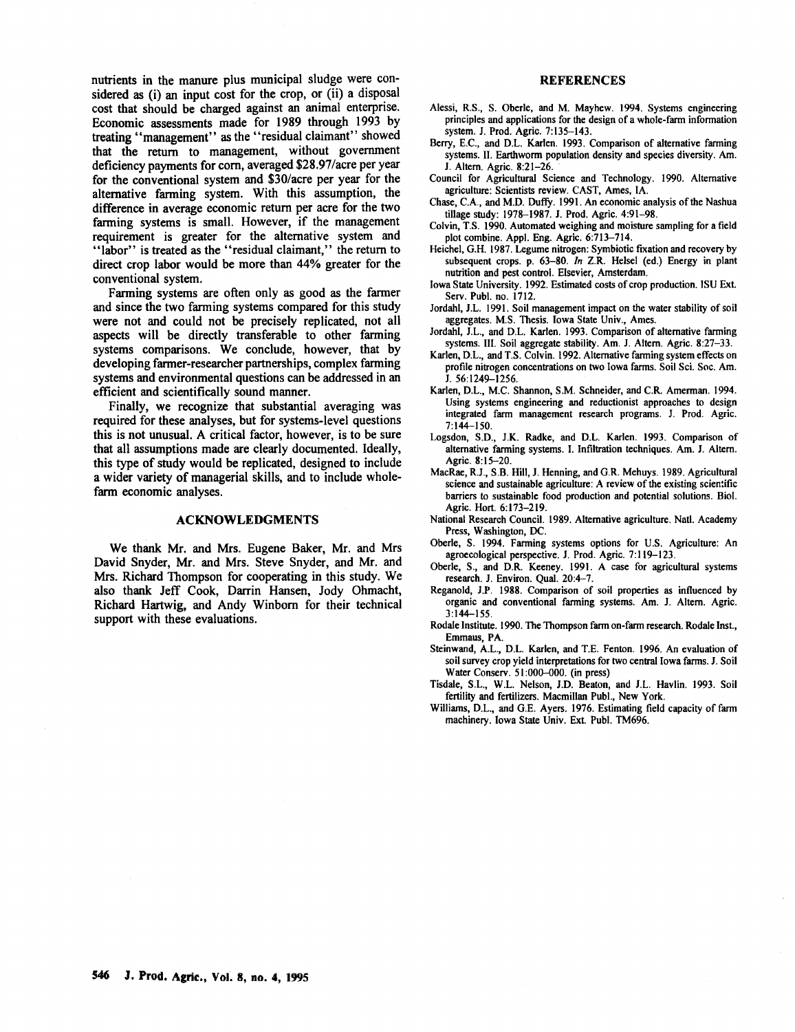nutrients in the manure plus municipal sludge were considered as (i) an input cost for the crop, or (ii) a disposal cost that should be charged against an animal enterprise. Economic assessments made for 1989 through 1993 by treating "management" as the "residual claimant" showed that the return to management, without government deficiency payments for corn, averaged $28.97/acre per year for the conventional system and $30/acre per year for the alternative farming system. With this assumption, the difference in average economic return per acre for the two farming systems is small. However, if the management requirement is greater for the alternative system and "labor" is treated as the "residual claimant," the return to direct crop labor would be more than 44% greater for the conventional system.

Farming systems are often only as good as the farmer and since the two farming systems compared for this study were not and could not be precisely replicated, not all aspects will be directly transferable to other farming systems comparisons. We conclude, however, that by developing farmer-researcher partnerships, complex farming systems and environmental questions can be addressed in an efficient and scientifically sound manner.

Finally, we recognize that substantial averaging was required for these analyses, but for systems-level questions this is not unusual. A critical factor, however, is to be sure that all assumptions made are clearly documented. Ideally, this type of study would be replicated, designed to include a wider variety of managerial skills, and to include whole-farm economic analyses.

## ACKNOWLEDGMENTS

We thank Mr. and Mrs. Eugene Baker, Mr. and Mrs David Snyder, Mr. and Mrs. Steve Snyder, and Mr. and Mrs. Richard Thompson for cooperating in this study. We also thank Jeff Cook, Darrin Hansen, Jody Ohmacht, Richard Hartwig, and Andy Winborn for their technical support with these evaluations.

## REFERENCES

Alessi, R.S., S. Oberle, and M. Mayhew. 1994. Systems engineering principles and applications for the design of a whole-farm information system. J. Prod. Agric. 7:135–143.

Berry, E.C., and D.L. Karlen. 1993. Comparison of alternative farming systems. II. Earthworm population density and species diversity. Am. J. Altern. Agric. 8:21–26.

Council for Agricultural Science and Technology. 1990. Alternative agriculture: Scientists review. CAST, Ames, IA.

Chase, C.A., and M.D. Duffy. 1991. An economic analysis of the Nashua tillage study: 1978–1987. J. Prod. Agric. 4:91–98.

Colvin, T.S. 1990. Automated weighing and moisture sampling for a field plot combine. Appl. Eng. Agric. 6:713–714.

Heichel, G.H. 1987. Legume nitrogen: Symbiotic fixation and recovery by subsequent crops. p. 63–80. *In* Z.R. Helsel (ed.) Energy in plant nutrition and pest control. Elsevier, Amsterdam.

Iowa State University. 1992. Estimated costs of crop production. ISU Ext. Serv. Publ. no. 1712.

Jordahl, J.L. 1991. Soil management impact on the water stability of soil aggregates. M.S. Thesis. Iowa State Univ., Ames.

Jordahl, J.L., and D.L. Karlen. 1993. Comparison of alternative farming systems. III. Soil aggregate stability. Am. J. Altern. Agric. 8:27–33.

Karlen, D.L., and T.S. Colvin. 1992. Alternative farming system effects on profile nitrogen concentrations on two Iowa farms. Soil Sci. Soc. Am. J. 56:1249–1256.

Karlen, D.L., M.C. Shannon, S.M. Schneider, and C.R. Amerman. 1994. Using systems engineering and reductionist approaches to design integrated farm management research programs. J. Prod. Agric. 7:144–150.

Logsdon, S.D., J.K. Radke, and D.L. Karlen. 1993. Comparison of alternative farming systems. I. Infiltration techniques. Am. J. Altern. Agric. 8:15–20.

MacRae, R.J., S.B. Hill, J. Henning, and G.R. Mehuys. 1989. Agricultural science and sustainable agriculture: A review of the existing scientific barriers to sustainable food production and potential solutions. Biol. Agric. Hort. 6:173–219.

National Research Council. 1989. Alternative agriculture. Natl. Academy Press, Washington, DC.

Oberle, S. 1994. Farming systems options for U.S. Agriculture: An agroecological perspective. J. Prod. Agric. 7:119–123.

Oberle, S., and D.R. Keeney. 1991. A case for agricultural systems research. J. Environ. Qual. 20:4–7.

Reganold, J.P. 1988. Comparison of soil properties as influenced by organic and conventional farming systems. Am. J. Altern. Agric. 3:144–155.

Rodale Institute. 1990. The Thompson farm on-farm research. Rodale Inst., Emmaus, PA.

Steinwand, A.L., D.L. Karlen, and T.E. Fenton. 1996. An evaluation of soil survey crop yield interpretations for two central Iowa farms. J. Soil Water Conserv. 51:000–000. (in press)

Tisdale, S.L., W.L. Nelson, J.D. Beaton, and J.L. Havlin. 1993. Soil fertility and fertilizers. Macmillan Publ., New York.

Williams, D.L., and G.E. Ayers. 1976. Estimating field capacity of farm machinery. Iowa State Univ. Ext. Publ. TM696.